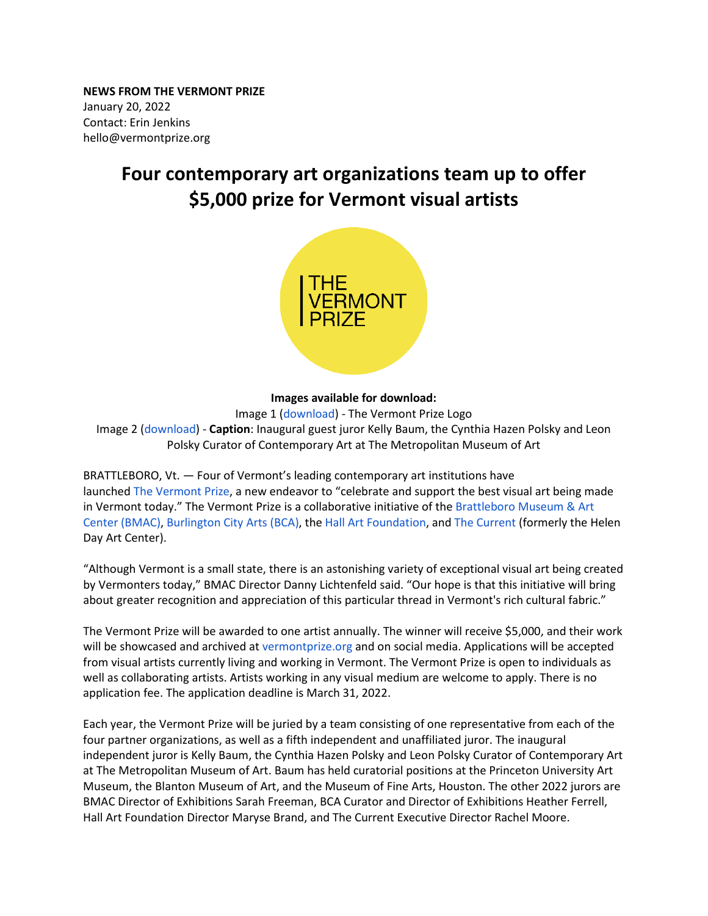**NEWS FROM THE VERMONT PRIZE**
January 20, 2022
Contact: Erin Jenkins
hello@vermontprize.org

# Four contemporary art organizations team up to offer $5,000 prize for Vermont visual artists

THE VERMONT PRIZE

**Images available for download:**

Image 1 (download) - The Vermont Prize Logo

Image 2 (download) - **Caption**: Inaugural guest juror Kelly Baum, the Cynthia Hazen Polsky and Leon Polsky Curator of Contemporary Art at The Metropolitan Museum of Art

BRATTLEBORO, Vt. — Four of Vermont's leading contemporary art institutions have launched The Vermont Prize, a new endeavor to "celebrate and support the best visual art being made in Vermont today." The Vermont Prize is a collaborative initiative of the Brattleboro Museum & Art Center (BMAC), Burlington City Arts (BCA), the Hall Art Foundation, and The Current (formerly the Helen Day Art Center).

"Although Vermont is a small state, there is an astonishing variety of exceptional visual art being created by Vermonters today," BMAC Director Danny Lichtenfeld said. "Our hope is that this initiative will bring about greater recognition and appreciation of this particular thread in Vermont's rich cultural fabric."

The Vermont Prize will be awarded to one artist annually. The winner will receive $5,000, and their work will be showcased and archived at vermontprize.org and on social media. Applications will be accepted from visual artists currently living and working in Vermont. The Vermont Prize is open to individuals as well as collaborating artists. Artists working in any visual medium are welcome to apply. There is no application fee. The application deadline is March 31, 2022.

Each year, the Vermont Prize will be juried by a team consisting of one representative from each of the four partner organizations, as well as a fifth independent and unaffiliated juror. The inaugural independent juror is Kelly Baum, the Cynthia Hazen Polsky and Leon Polsky Curator of Contemporary Art at The Metropolitan Museum of Art. Baum has held curatorial positions at the Princeton University Art Museum, the Blanton Museum of Art, and the Museum of Fine Arts, Houston. The other 2022 jurors are BMAC Director of Exhibitions Sarah Freeman, BCA Curator and Director of Exhibitions Heather Ferrell, Hall Art Foundation Director Maryse Brand, and The Current Executive Director Rachel Moore.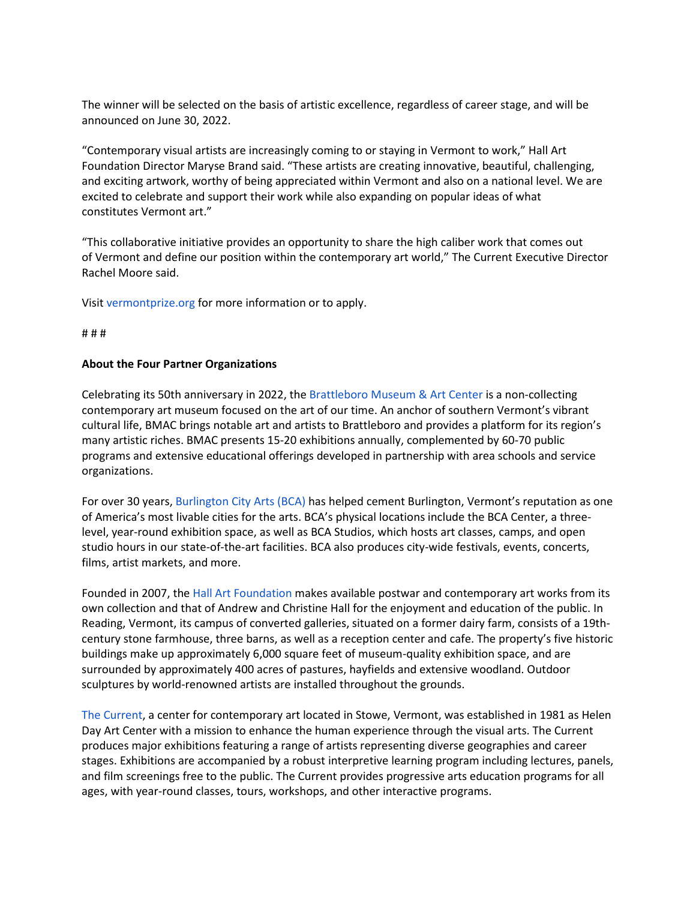The winner will be selected on the basis of artistic excellence, regardless of career stage, and will be announced on June 30, 2022.

"Contemporary visual artists are increasingly coming to or staying in Vermont to work," Hall Art Foundation Director Maryse Brand said. "These artists are creating innovative, beautiful, challenging, and exciting artwork, worthy of being appreciated within Vermont and also on a national level. We are excited to celebrate and support their work while also expanding on popular ideas of what constitutes Vermont art."

"This collaborative initiative provides an opportunity to share the high caliber work that comes out of Vermont and define our position within the contemporary art world," The Current Executive Director Rachel Moore said.

Visit vermontprize.org for more information or to apply.

# # #

**About the Four Partner Organizations**

Celebrating its 50th anniversary in 2022, the Brattleboro Museum & Art Center is a non-collecting contemporary art museum focused on the art of our time. An anchor of southern Vermont's vibrant cultural life, BMAC brings notable art and artists to Brattleboro and provides a platform for its region's many artistic riches. BMAC presents 15-20 exhibitions annually, complemented by 60-70 public programs and extensive educational offerings developed in partnership with area schools and service organizations.

For over 30 years, Burlington City Arts (BCA) has helped cement Burlington, Vermont's reputation as one of America's most livable cities for the arts. BCA's physical locations include the BCA Center, a three-level, year-round exhibition space, as well as BCA Studios, which hosts art classes, camps, and open studio hours in our state-of-the-art facilities. BCA also produces city-wide festivals, events, concerts, films, artist markets, and more.

Founded in 2007, the Hall Art Foundation makes available postwar and contemporary art works from its own collection and that of Andrew and Christine Hall for the enjoyment and education of the public. In Reading, Vermont, its campus of converted galleries, situated on a former dairy farm, consists of a 19th-century stone farmhouse, three barns, as well as a reception center and cafe. The property's five historic buildings make up approximately 6,000 square feet of museum-quality exhibition space, and are surrounded by approximately 400 acres of pastures, hayfields and extensive woodland. Outdoor sculptures by world-renowned artists are installed throughout the grounds.

The Current, a center for contemporary art located in Stowe, Vermont, was established in 1981 as Helen Day Art Center with a mission to enhance the human experience through the visual arts. The Current produces major exhibitions featuring a range of artists representing diverse geographies and career stages. Exhibitions are accompanied by a robust interpretive learning program including lectures, panels, and film screenings free to the public. The Current provides progressive arts education programs for all ages, with year-round classes, tours, workshops, and other interactive programs.